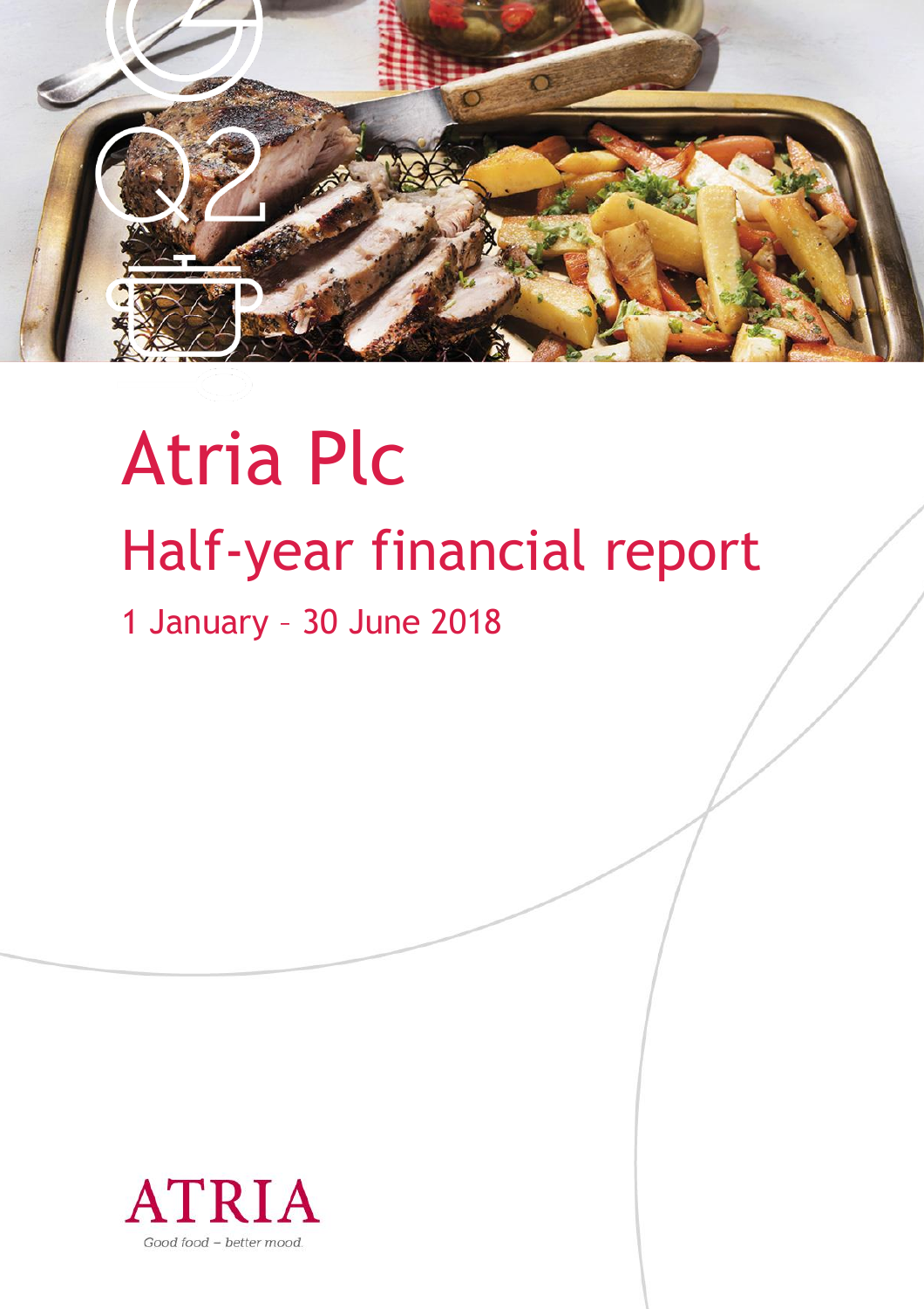Q2

# Atria Plc

## Half-year financial report

1 January – 30 June 2018

ATRIA

Good food – better mood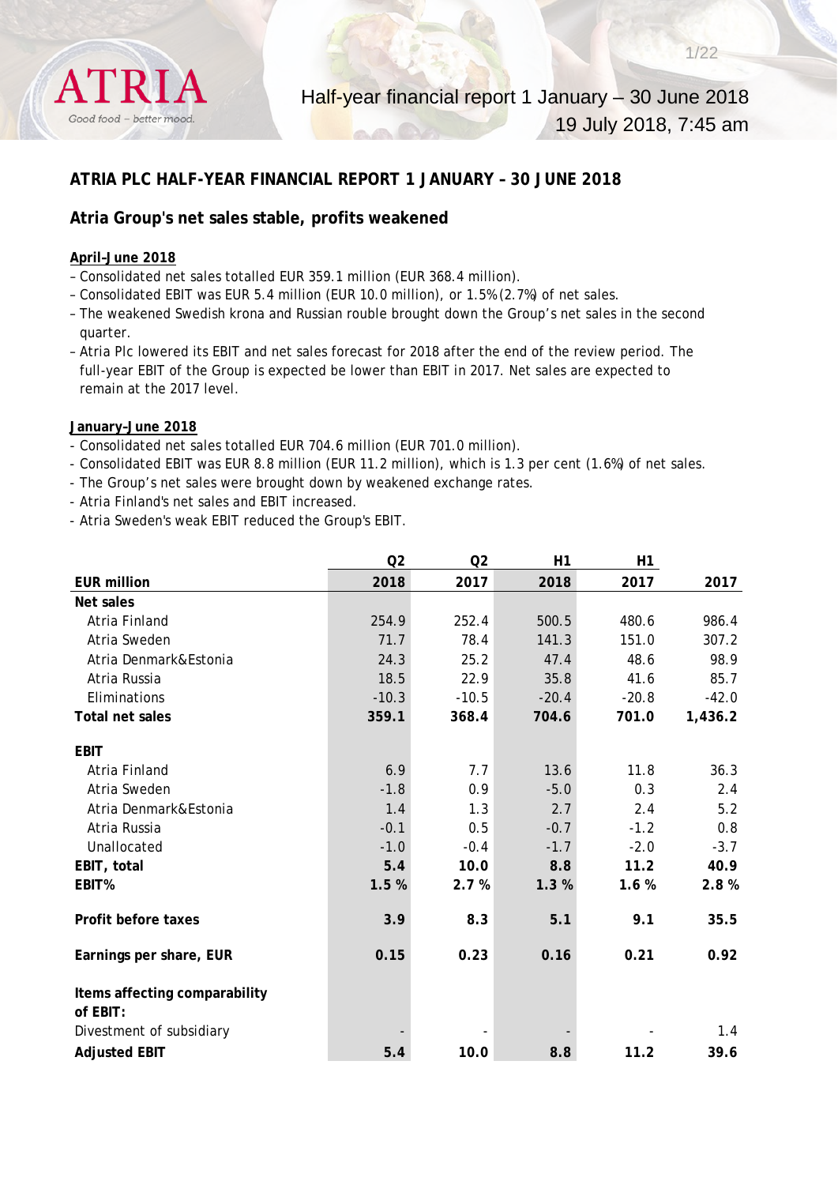# ATRIA PLC HALF-YEAR FINANCIAL REPORT 1 JANUARY – 30 JUNE 2018

## Atria Group's net sales stable, profits weakened

**April–June 2018**

– Consolidated net sales totalled EUR 359.1 million (EUR 368.4 million).
– Consolidated EBIT was EUR 5.4 million (EUR 10.0 million), or 1.5% (2.7%) of net sales.
– The weakened Swedish krona and Russian rouble brought down the Group's net sales in the second quarter.
– Atria Plc lowered its EBIT and net sales forecast for 2018 after the end of the review period. The full-year EBIT of the Group is expected be lower than EBIT in 2017. Net sales are expected to remain at the 2017 level.

**January–June 2018**

- Consolidated net sales totalled EUR 704.6 million (EUR 701.0 million).
- Consolidated EBIT was EUR 8.8 million (EUR 11.2 million), which is 1.3 per cent (1.6%) of net sales.
- The Group's net sales were brought down by weakened exchange rates.
- Atria Finland's net sales and EBIT increased.
- Atria Sweden's weak EBIT reduced the Group's EBIT.

| | Q2 | Q2 | H1 | H1 | |
|---|---|---|---|---|---|
| **EUR million** | **2018** | **2017** | **2018** | **2017** | **2017** |
| **Net sales** | | | | | |
| Atria Finland | 254.9 | 252.4 | 500.5 | 480.6 | 986.4 |
| Atria Sweden | 71.7 | 78.4 | 141.3 | 151.0 | 307.2 |
| Atria Denmark&Estonia | 24.3 | 25.2 | 47.4 | 48.6 | 98.9 |
| Atria Russia | 18.5 | 22.9 | 35.8 | 41.6 | 85.7 |
| Eliminations | -10.3 | -10.5 | -20.4 | -20.8 | -42.0 |
| **Total net sales** | **359.1** | **368.4** | **704.6** | **701.0** | **1,436.2** |
| | | | | | |
| **EBIT** | | | | | |
| Atria Finland | 6.9 | 7.7 | 13.6 | 11.8 | 36.3 |
| Atria Sweden | -1.8 | 0.9 | -5.0 | 0.3 | 2.4 |
| Atria Denmark&Estonia | 1.4 | 1.3 | 2.7 | 2.4 | 5.2 |
| Atria Russia | -0.1 | 0.5 | -0.7 | -1.2 | 0.8 |
| Unallocated | -1.0 | -0.4 | -1.7 | -2.0 | -3.7 |
| **EBIT, total** | **5.4** | **10.0** | **8.8** | **11.2** | **40.9** |
| **EBIT%** | **1.5 %** | **2.7 %** | **1.3 %** | **1.6 %** | **2.8 %** |
| | | | | | |
| **Profit before taxes** | **3.9** | **8.3** | **5.1** | **9.1** | **35.5** |
| | | | | | |
| **Earnings per share, EUR** | **0.15** | **0.23** | **0.16** | **0.21** | **0.92** |
| | | | | | |
| **Items affecting comparability of EBIT:** | | | | | |
| Divestment of subsidiary | - | - | - | - | 1.4 |
| **Adjusted EBIT** | **5.4** | **10.0** | **8.8** | **11.2** | **39.6** |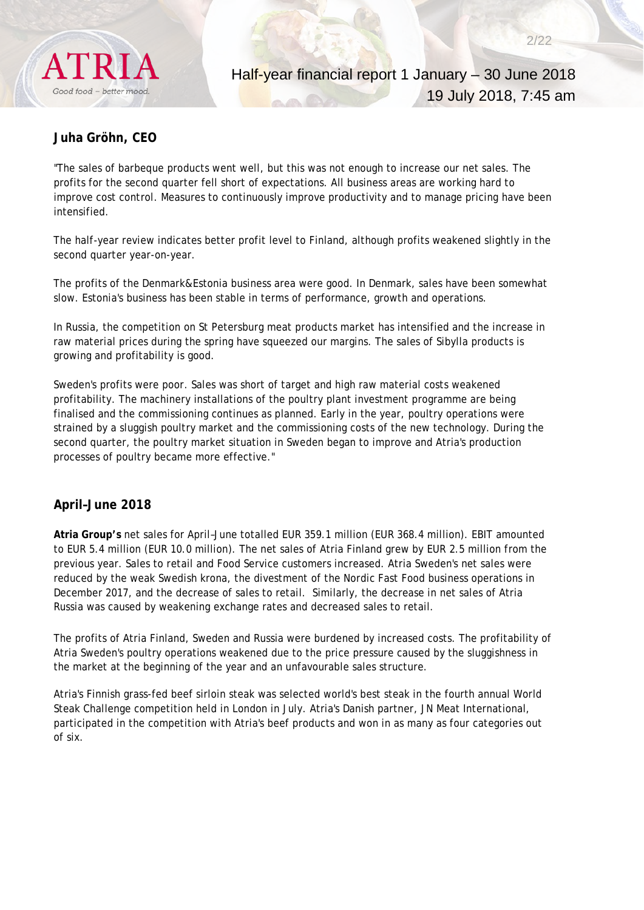## Juha Gröhn, CEO

"The sales of barbeque products went well, but this was not enough to increase our net sales. The profits for the second quarter fell short of expectations. All business areas are working hard to improve cost control. Measures to continuously improve productivity and to manage pricing have been intensified.

The half-year review indicates better profit level to Finland, although profits weakened slightly in the second quarter year-on-year.

The profits of the Denmark&Estonia business area were good. In Denmark, sales have been somewhat slow. Estonia's business has been stable in terms of performance, growth and operations.

In Russia, the competition on St Petersburg meat products market has intensified and the increase in raw material prices during the spring have squeezed our margins. The sales of Sibylla products is growing and profitability is good.

Sweden's profits were poor. Sales was short of target and high raw material costs weakened profitability. The machinery installations of the poultry plant investment programme are being finalised and the commissioning continues as planned. Early in the year, poultry operations were strained by a sluggish poultry market and the commissioning costs of the new technology. During the second quarter, the poultry market situation in Sweden began to improve and Atria's production processes of poultry became more effective."

## April–June 2018

**Atria Group's** net sales for April–June totalled EUR 359.1 million (EUR 368.4 million). EBIT amounted to EUR 5.4 million (EUR 10.0 million). The net sales of Atria Finland grew by EUR 2.5 million from the previous year. Sales to retail and Food Service customers increased. Atria Sweden's net sales were reduced by the weak Swedish krona, the divestment of the Nordic Fast Food business operations in December 2017, and the decrease of sales to retail. Similarly, the decrease in net sales of Atria Russia was caused by weakening exchange rates and decreased sales to retail.

The profits of Atria Finland, Sweden and Russia were burdened by increased costs. The profitability of Atria Sweden's poultry operations weakened due to the price pressure caused by the sluggishness in the market at the beginning of the year and an unfavourable sales structure.

Atria's Finnish grass-fed beef sirloin steak was selected world's best steak in the fourth annual World Steak Challenge competition held in London in July. Atria's Danish partner, JN Meat International, participated in the competition with Atria's beef products and won in as many as four categories out of six.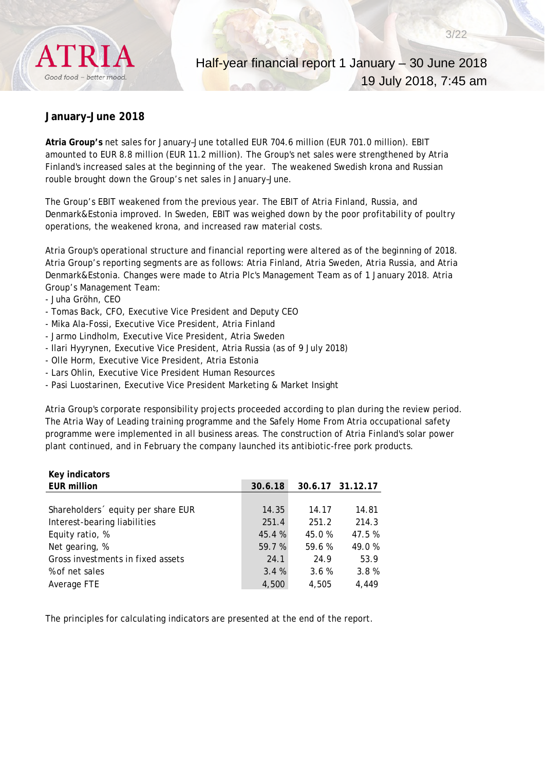## January–June 2018

**Atria Group's** net sales for January–June totalled EUR 704.6 million (EUR 701.0 million). EBIT amounted to EUR 8.8 million (EUR 11.2 million). The Group's net sales were strengthened by Atria Finland's increased sales at the beginning of the year. The weakened Swedish krona and Russian rouble brought down the Group's net sales in January–June.

The Group's EBIT weakened from the previous year. The EBIT of Atria Finland, Russia, and Denmark&Estonia improved. In Sweden, EBIT was weighed down by the poor profitability of poultry operations, the weakened krona, and increased raw material costs.

Atria Group's operational structure and financial reporting were altered as of the beginning of 2018. Atria Group's reporting segments are as follows: Atria Finland, Atria Sweden, Atria Russia, and Atria Denmark&Estonia. Changes were made to Atria Plc's Management Team as of 1 January 2018. Atria Group's Management Team:

- Juha Gröhn, CEO
- Tomas Back, CFO, Executive Vice President and Deputy CEO
- Mika Ala-Fossi, Executive Vice President, Atria Finland
- Jarmo Lindholm, Executive Vice President, Atria Sweden
- Ilari Hyyrynen, Executive Vice President, Atria Russia (as of 9 July 2018)
- Olle Horm, Executive Vice President, Atria Estonia
- Lars Ohlin, Executive Vice President Human Resources
- Pasi Luostarinen, Executive Vice President Marketing & Market Insight

Atria Group's corporate responsibility projects proceeded according to plan during the review period. The Atria Way of Leading training programme and the Safely Home From Atria occupational safety programme were implemented in all business areas. The construction of Atria Finland's solar power plant continued, and in February the company launched its antibiotic-free pork products.

**Key indicators**

| EUR million | 30.6.18 | 30.6.17 | 31.12.17 |
|---|---|---|---|
| Shareholders´ equity per share EUR | 14.35 | 14.17 | 14.81 |
| Interest-bearing liabilities | 251.4 | 251.2 | 214.3 |
| Equity ratio, % | 45.4 % | 45.0 % | 47.5 % |
| Net gearing, % | 59.7 % | 59.6 % | 49.0 % |
| Gross investments in fixed assets | 24.1 | 24.9 | 53.9 |
| % of net sales | 3.4 % | 3.6 % | 3.8 % |
| Average FTE | 4,500 | 4,505 | 4,449 |

The principles for calculating indicators are presented at the end of the report.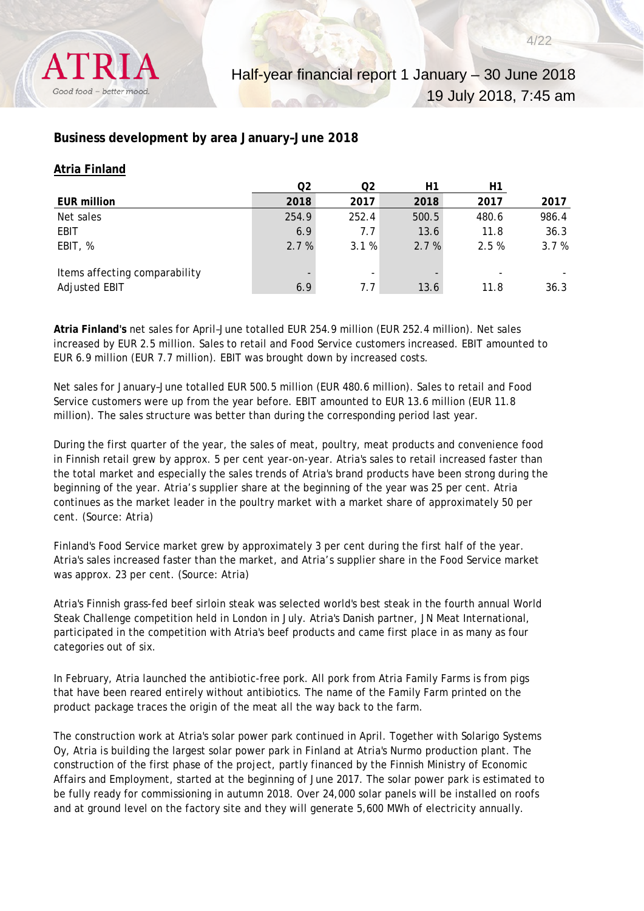## Business development by area January–June 2018

### Atria Finland

| EUR million | Q2 2018 | Q2 2017 | H1 2018 | H1 2017 | 2017 |
|---|---|---|---|---|---|
| Net sales | 254.9 | 252.4 | 500.5 | 480.6 | 986.4 |
| EBIT | 6.9 | 7.7 | 13.6 | 11.8 | 36.3 |
| EBIT, % | 2.7 % | 3.1 % | 2.7 % | 2.5 % | 3.7 % |
| | | | | | |
| Items affecting comparability | - | - | - | - | - |
| Adjusted EBIT | 6.9 | 7.7 | 13.6 | 11.8 | 36.3 |

**Atria Finland's** net sales for April–June totalled EUR 254.9 million (EUR 252.4 million). Net sales increased by EUR 2.5 million. Sales to retail and Food Service customers increased. EBIT amounted to EUR 6.9 million (EUR 7.7 million). EBIT was brought down by increased costs.

Net sales for January–June totalled EUR 500.5 million (EUR 480.6 million). Sales to retail and Food Service customers were up from the year before. EBIT amounted to EUR 13.6 million (EUR 11.8 million). The sales structure was better than during the corresponding period last year.

During the first quarter of the year, the sales of meat, poultry, meat products and convenience food in Finnish retail grew by approx. 5 per cent year-on-year. Atria's sales to retail increased faster than the total market and especially the sales trends of Atria's brand products have been strong during the beginning of the year. Atria's supplier share at the beginning of the year was 25 per cent. Atria continues as the market leader in the poultry market with a market share of approximately 50 per cent. (Source: Atria)

Finland's Food Service market grew by approximately 3 per cent during the first half of the year. Atria's sales increased faster than the market, and Atria's supplier share in the Food Service market was approx. 23 per cent. (Source: Atria)

Atria's Finnish grass-fed beef sirloin steak was selected world's best steak in the fourth annual World Steak Challenge competition held in London in July. Atria's Danish partner, JN Meat International, participated in the competition with Atria's beef products and came first place in as many as four categories out of six.

In February, Atria launched the antibiotic-free pork. All pork from Atria Family Farms is from pigs that have been reared entirely without antibiotics. The name of the Family Farm printed on the product package traces the origin of the meat all the way back to the farm.

The construction work at Atria's solar power park continued in April. Together with Solarigo Systems Oy, Atria is building the largest solar power park in Finland at Atria's Nurmo production plant. The construction of the first phase of the project, partly financed by the Finnish Ministry of Economic Affairs and Employment, started at the beginning of June 2017. The solar power park is estimated to be fully ready for commissioning in autumn 2018. Over 24,000 solar panels will be installed on roofs and at ground level on the factory site and they will generate 5,600 MWh of electricity annually.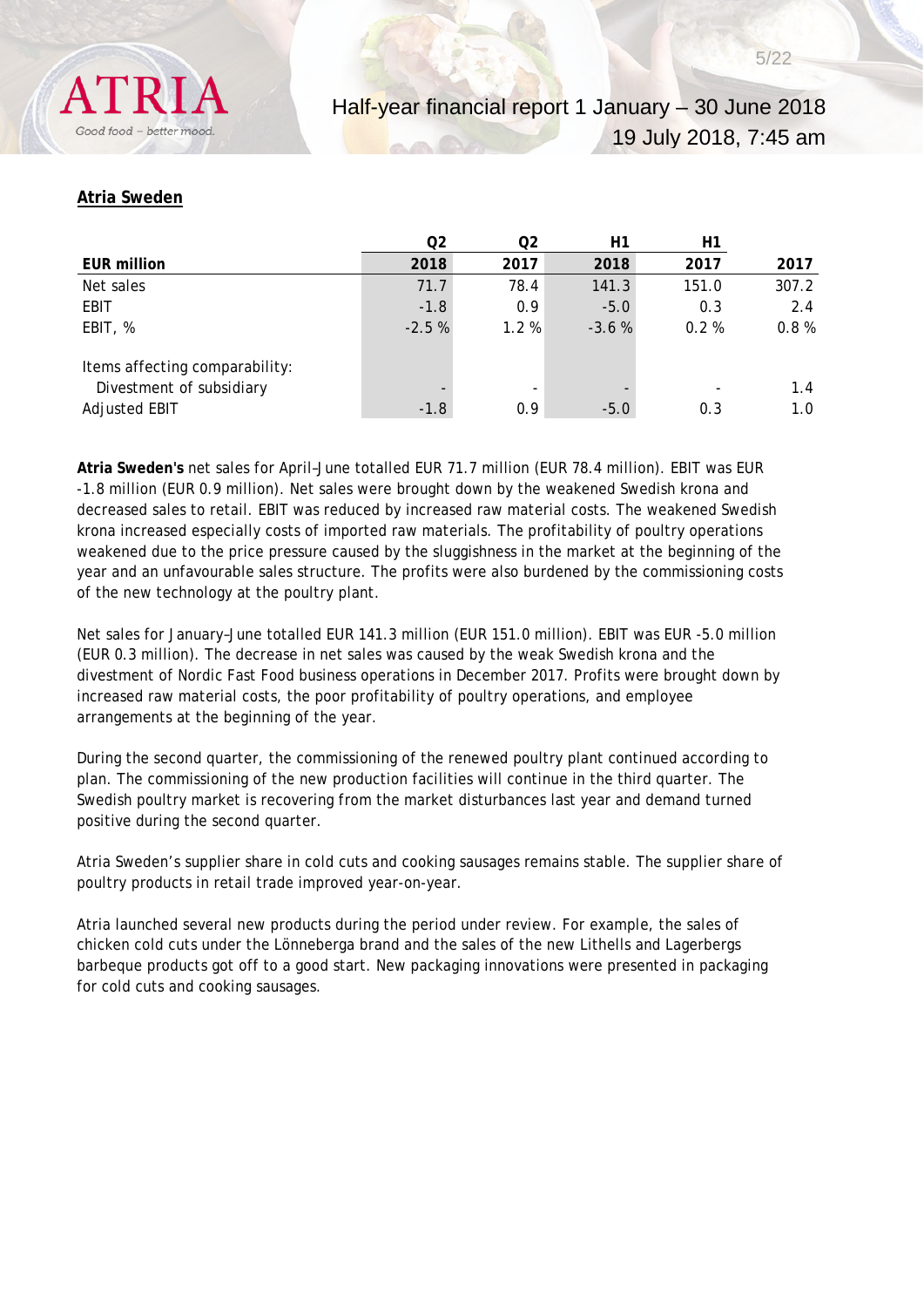## Atria Sweden

| EUR million | Q2 2018 | Q2 2017 | H1 2018 | H1 2017 | 2017 |
|---|---|---|---|---|---|
| Net sales | 71.7 | 78.4 | 141.3 | 151.0 | 307.2 |
| EBIT | -1.8 | 0.9 | -5.0 | 0.3 | 2.4 |
| EBIT, % | -2.5 % | 1.2 % | -3.6 % | 0.2 % | 0.8 % |
| | | | | | |
| Items affecting comparability: | | | | | |
| Divestment of subsidiary | - | - | - | - | 1.4 |
| Adjusted EBIT | -1.8 | 0.9 | -5.0 | 0.3 | 1.0 |

**Atria Sweden's** net sales for April–June totalled EUR 71.7 million (EUR 78.4 million). EBIT was EUR -1.8 million (EUR 0.9 million). Net sales were brought down by the weakened Swedish krona and decreased sales to retail. EBIT was reduced by increased raw material costs. The weakened Swedish krona increased especially costs of imported raw materials. The profitability of poultry operations weakened due to the price pressure caused by the sluggishness in the market at the beginning of the year and an unfavourable sales structure. The profits were also burdened by the commissioning costs of the new technology at the poultry plant.

Net sales for January–June totalled EUR 141.3 million (EUR 151.0 million). EBIT was EUR -5.0 million (EUR 0.3 million). The decrease in net sales was caused by the weak Swedish krona and the divestment of Nordic Fast Food business operations in December 2017. Profits were brought down by increased raw material costs, the poor profitability of poultry operations, and employee arrangements at the beginning of the year.

During the second quarter, the commissioning of the renewed poultry plant continued according to plan. The commissioning of the new production facilities will continue in the third quarter. The Swedish poultry market is recovering from the market disturbances last year and demand turned positive during the second quarter.

Atria Sweden's supplier share in cold cuts and cooking sausages remains stable. The supplier share of poultry products in retail trade improved year-on-year.

Atria launched several new products during the period under review. For example, the sales of chicken cold cuts under the Lönneberga brand and the sales of the new Lithells and Lagerbergs barbeque products got off to a good start. New packaging innovations were presented in packaging for cold cuts and cooking sausages.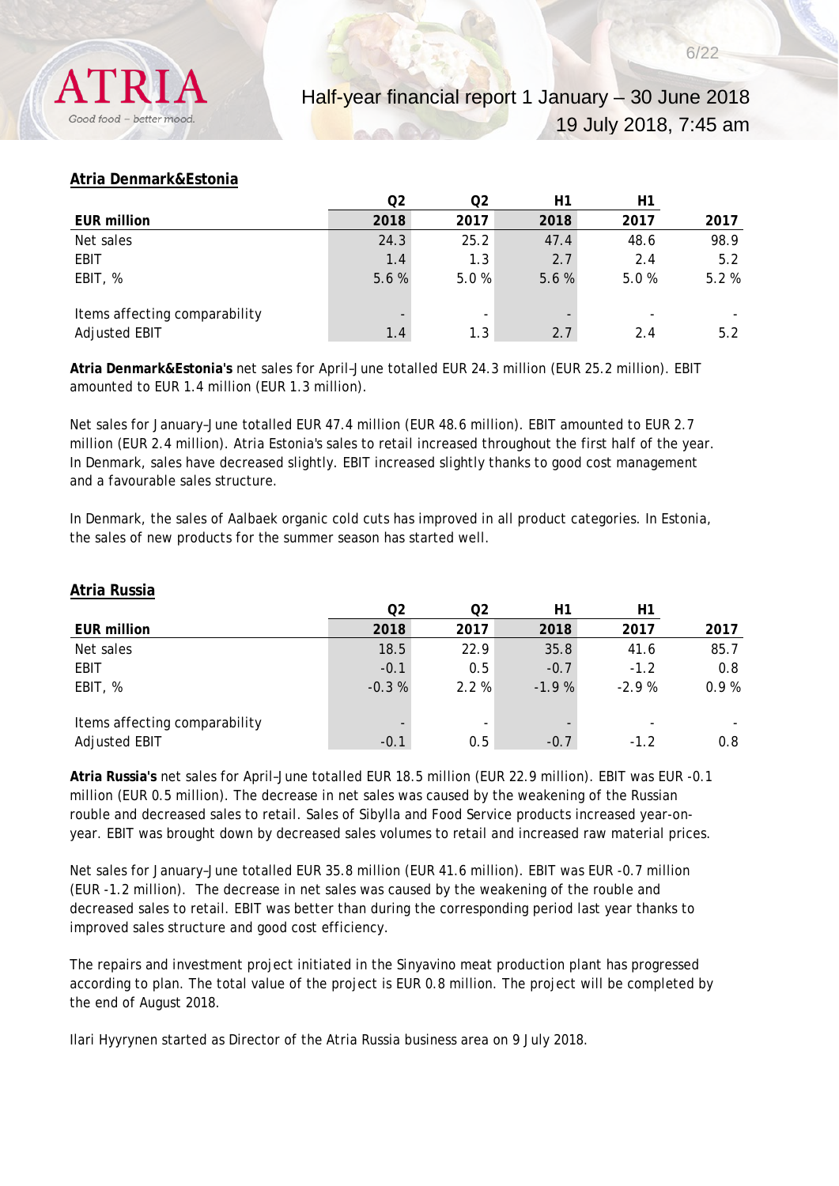## Atria Denmark&Estonia

| EUR million | Q2 2018 | Q2 2017 | H1 2018 | H1 2017 | 2017 |
|---|---|---|---|---|---|
| Net sales | 24.3 | 25.2 | 47.4 | 48.6 | 98.9 |
| EBIT | 1.4 | 1.3 | 2.7 | 2.4 | 5.2 |
| EBIT, % | 5.6 % | 5.0 % | 5.6 % | 5.0 % | 5.2 % |
| | | | | | |
| Items affecting comparability | - | - | - | - | - |
| Adjusted EBIT | 1.4 | 1.3 | 2.7 | 2.4 | 5.2 |

**Atria Denmark&Estonia's** net sales for April–June totalled EUR 24.3 million (EUR 25.2 million). EBIT amounted to EUR 1.4 million (EUR 1.3 million).

Net sales for January–June totalled EUR 47.4 million (EUR 48.6 million). EBIT amounted to EUR 2.7 million (EUR 2.4 million). Atria Estonia's sales to retail increased throughout the first half of the year. In Denmark, sales have decreased slightly. EBIT increased slightly thanks to good cost management and a favourable sales structure.

In Denmark, the sales of Aalbaek organic cold cuts has improved in all product categories. In Estonia, the sales of new products for the summer season has started well.

## Atria Russia

| EUR million | Q2 2018 | Q2 2017 | H1 2018 | H1 2017 | 2017 |
|---|---|---|---|---|---|
| Net sales | 18.5 | 22.9 | 35.8 | 41.6 | 85.7 |
| EBIT | -0.1 | 0.5 | -0.7 | -1.2 | 0.8 |
| EBIT, % | -0.3 % | 2.2 % | -1.9 % | -2.9 % | 0.9 % |
| | | | | | |
| Items affecting comparability | - | - | - | - | - |
| Adjusted EBIT | -0.1 | 0.5 | -0.7 | -1.2 | 0.8 |

**Atria Russia's** net sales for April–June totalled EUR 18.5 million (EUR 22.9 million). EBIT was EUR -0.1 million (EUR 0.5 million). The decrease in net sales was caused by the weakening of the Russian rouble and decreased sales to retail. Sales of Sibylla and Food Service products increased year-on-year. EBIT was brought down by decreased sales volumes to retail and increased raw material prices.

Net sales for January–June totalled EUR 35.8 million (EUR 41.6 million). EBIT was EUR -0.7 million (EUR -1.2 million). The decrease in net sales was caused by the weakening of the rouble and decreased sales to retail. EBIT was better than during the corresponding period last year thanks to improved sales structure and good cost efficiency.

The repairs and investment project initiated in the Sinyavino meat production plant has progressed according to plan. The total value of the project is EUR 0.8 million. The project will be completed by the end of August 2018.

Ilari Hyyrynen started as Director of the Atria Russia business area on 9 July 2018.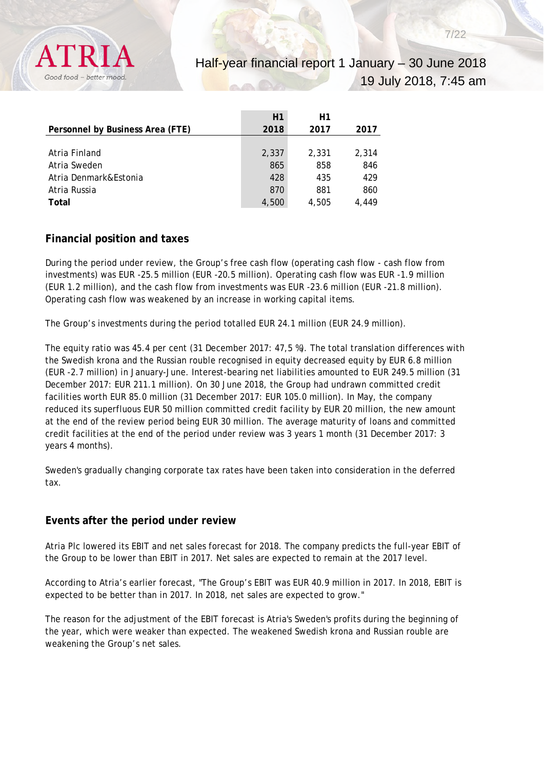| Personnel by Business Area (FTE) | H1 2018 | H1 2017 | 2017 |
| --- | --- | --- | --- |
| Atria Finland | 2,337 | 2,331 | 2,314 |
| Atria Sweden | 865 | 858 | 846 |
| Atria Denmark&Estonia | 428 | 435 | 429 |
| Atria Russia | 870 | 881 | 860 |
| **Total** | 4,500 | 4,505 | 4,449 |

## Financial position and taxes

During the period under review, the Group's free cash flow (operating cash flow - cash flow from investments) was EUR -25.5 million (EUR -20.5 million). Operating cash flow was EUR -1.9 million (EUR 1.2 million), and the cash flow from investments was EUR -23.6 million (EUR -21.8 million). Operating cash flow was weakened by an increase in working capital items.

The Group's investments during the period totalled EUR 24.1 million (EUR 24.9 million).

The equity ratio was 45.4 per cent (31 December 2017: 47,5 %). The total translation differences with the Swedish krona and the Russian rouble recognised in equity decreased equity by EUR 6.8 million (EUR -2.7 million) in January-June. Interest-bearing net liabilities amounted to EUR 249.5 million (31 December 2017: EUR 211.1 million). On 30 June 2018, the Group had undrawn committed credit facilities worth EUR 85.0 million (31 December 2017: EUR 105.0 million). In May, the company reduced its superfluous EUR 50 million committed credit facility by EUR 20 million, the new amount at the end of the review period being EUR 30 million. The average maturity of loans and committed credit facilities at the end of the period under review was 3 years 1 month (31 December 2017: 3 years 4 months).

Sweden's gradually changing corporate tax rates have been taken into consideration in the deferred tax.

## Events after the period under review

Atria Plc lowered its EBIT and net sales forecast for 2018. The company predicts the full-year EBIT of the Group to be lower than EBIT in 2017. Net sales are expected to remain at the 2017 level.

According to Atria's earlier forecast, "The Group's EBIT was EUR 40.9 million in 2017. In 2018, EBIT is expected to be better than in 2017. In 2018, net sales are expected to grow."

The reason for the adjustment of the EBIT forecast is Atria's Sweden's profits during the beginning of the year, which were weaker than expected. The weakened Swedish krona and Russian rouble are weakening the Group's net sales.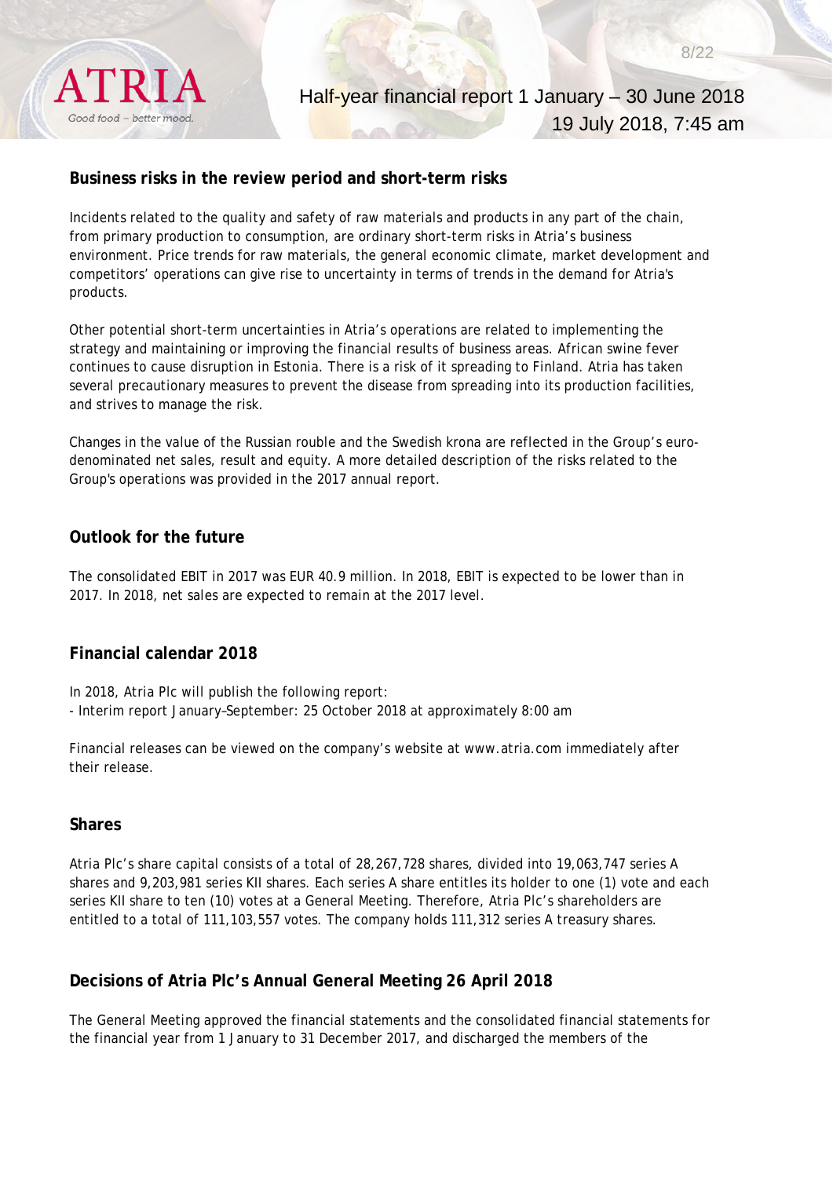## Business risks in the review period and short-term risks

Incidents related to the quality and safety of raw materials and products in any part of the chain, from primary production to consumption, are ordinary short-term risks in Atria's business environment. Price trends for raw materials, the general economic climate, market development and competitors' operations can give rise to uncertainty in terms of trends in the demand for Atria's products.

Other potential short-term uncertainties in Atria's operations are related to implementing the strategy and maintaining or improving the financial results of business areas. African swine fever continues to cause disruption in Estonia. There is a risk of it spreading to Finland. Atria has taken several precautionary measures to prevent the disease from spreading into its production facilities, and strives to manage the risk.

Changes in the value of the Russian rouble and the Swedish krona are reflected in the Group's euro-denominated net sales, result and equity. A more detailed description of the risks related to the Group's operations was provided in the 2017 annual report.

## Outlook for the future

The consolidated EBIT in 2017 was EUR 40.9 million. In 2018, EBIT is expected to be lower than in 2017. In 2018, net sales are expected to remain at the 2017 level.

## Financial calendar 2018

In 2018, Atria Plc will publish the following report:
- Interim report January–September: 25 October 2018 at approximately 8:00 am

Financial releases can be viewed on the company's website at www.atria.com immediately after their release.

## Shares

Atria Plc's share capital consists of a total of 28,267,728 shares, divided into 19,063,747 series A shares and 9,203,981 series KII shares. Each series A share entitles its holder to one (1) vote and each series KII share to ten (10) votes at a General Meeting. Therefore, Atria Plc's shareholders are entitled to a total of 111,103,557 votes. The company holds 111,312 series A treasury shares.

## Decisions of Atria Plc's Annual General Meeting 26 April 2018

The General Meeting approved the financial statements and the consolidated financial statements for the financial year from 1 January to 31 December 2017, and discharged the members of the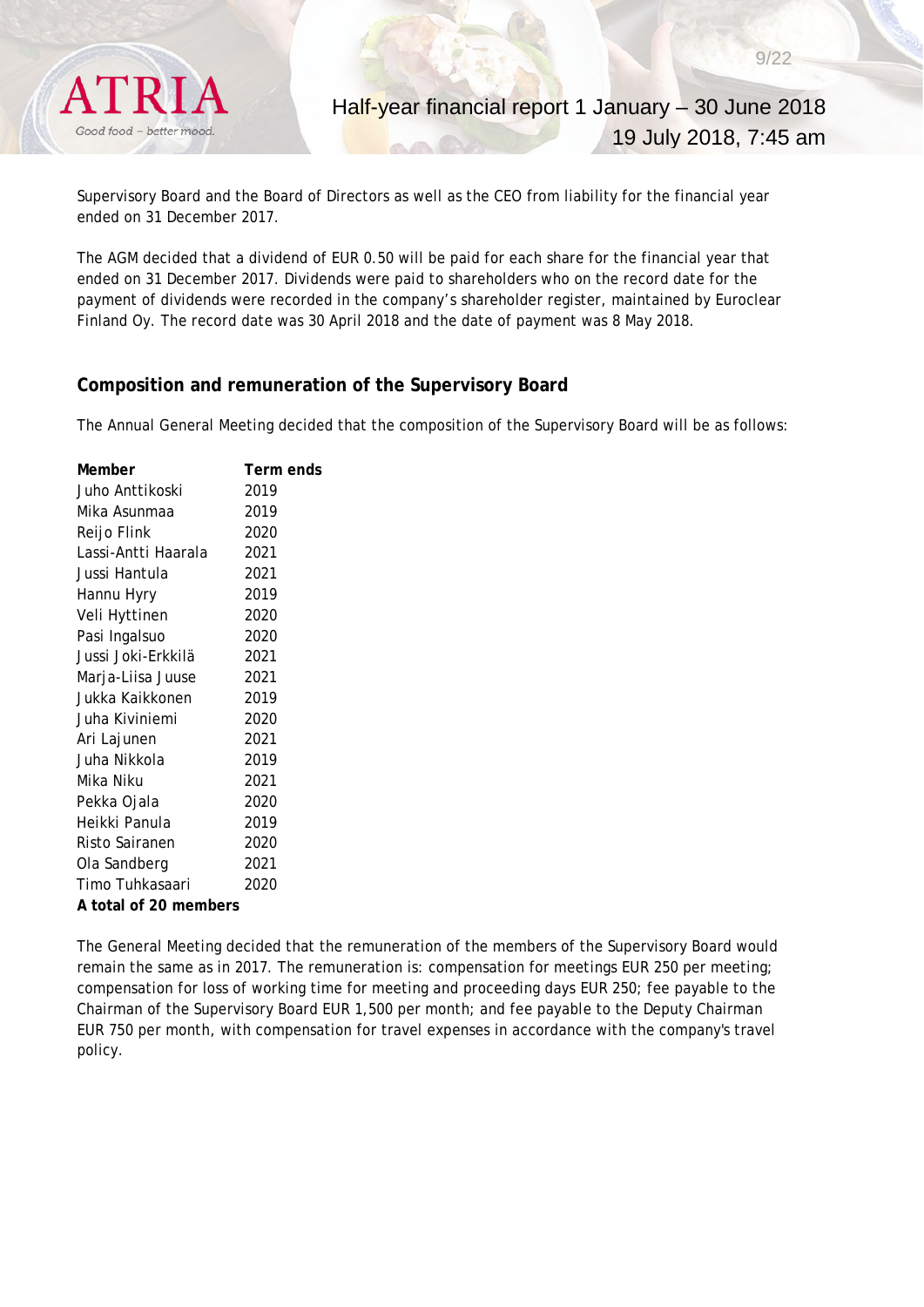Supervisory Board and the Board of Directors as well as the CEO from liability for the financial year ended on 31 December 2017.

The AGM decided that a dividend of EUR 0.50 will be paid for each share for the financial year that ended on 31 December 2017. Dividends were paid to shareholders who on the record date for the payment of dividends were recorded in the company's shareholder register, maintained by Euroclear Finland Oy. The record date was 30 April 2018 and the date of payment was 8 May 2018.

## Composition and remuneration of the Supervisory Board

The Annual General Meeting decided that the composition of the Supervisory Board will be as follows:

| Member | Term ends |
|---|---|
| Juho Anttikoski | 2019 |
| Mika Asunmaa | 2019 |
| Reijo Flink | 2020 |
| Lassi-Antti Haarala | 2021 |
| Jussi Hantula | 2021 |
| Hannu Hyry | 2019 |
| Veli Hyttinen | 2020 |
| Pasi Ingalsuo | 2020 |
| Jussi Joki-Erkkilä | 2021 |
| Marja-Liisa Juuse | 2021 |
| Jukka Kaikkonen | 2019 |
| Juha Kiviniemi | 2020 |
| Ari Lajunen | 2021 |
| Juha Nikkola | 2019 |
| Mika Niku | 2021 |
| Pekka Ojala | 2020 |
| Heikki Panula | 2019 |
| Risto Sairanen | 2020 |
| Ola Sandberg | 2021 |
| Timo Tuhkasaari | 2020 |
| **A total of 20 members** | |

The General Meeting decided that the remuneration of the members of the Supervisory Board would remain the same as in 2017. The remuneration is: compensation for meetings EUR 250 per meeting; compensation for loss of working time for meeting and proceeding days EUR 250; fee payable to the Chairman of the Supervisory Board EUR 1,500 per month; and fee payable to the Deputy Chairman EUR 750 per month, with compensation for travel expenses in accordance with the company's travel policy.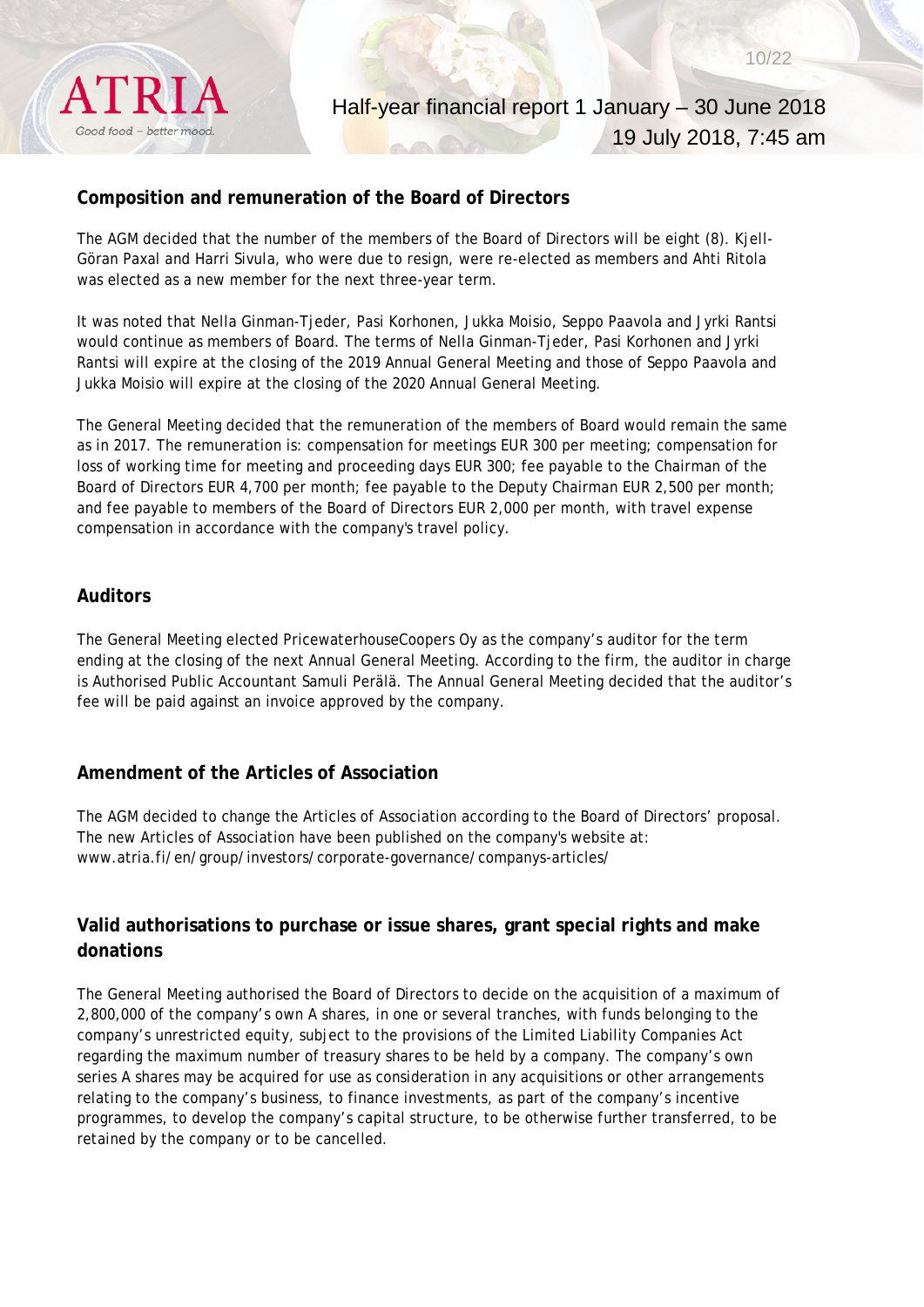## Composition and remuneration of the Board of Directors

The AGM decided that the number of the members of the Board of Directors will be eight (8). Kjell-Göran Paxal and Harri Sivula, who were due to resign, were re-elected as members and Ahti Ritola was elected as a new member for the next three-year term.

It was noted that Nella Ginman-Tjeder, Pasi Korhonen, Jukka Moisio, Seppo Paavola and Jyrki Rantsi would continue as members of Board. The terms of Nella Ginman-Tjeder, Pasi Korhonen and Jyrki Rantsi will expire at the closing of the 2019 Annual General Meeting and those of Seppo Paavola and Jukka Moisio will expire at the closing of the 2020 Annual General Meeting.

The General Meeting decided that the remuneration of the members of Board would remain the same as in 2017. The remuneration is: compensation for meetings EUR 300 per meeting; compensation for loss of working time for meeting and proceeding days EUR 300; fee payable to the Chairman of the Board of Directors EUR 4,700 per month; fee payable to the Deputy Chairman EUR 2,500 per month; and fee payable to members of the Board of Directors EUR 2,000 per month, with travel expense compensation in accordance with the company's travel policy.

## Auditors

The General Meeting elected PricewaterhouseCoopers Oy as the company's auditor for the term ending at the closing of the next Annual General Meeting. According to the firm, the auditor in charge is Authorised Public Accountant Samuli Perälä. The Annual General Meeting decided that the auditor's fee will be paid against an invoice approved by the company.

## Amendment of the Articles of Association

The AGM decided to change the Articles of Association according to the Board of Directors' proposal. The new Articles of Association have been published on the company's website at: www.atria.fi/en/group/investors/corporate-governance/companys-articles/

## Valid authorisations to purchase or issue shares, grant special rights and make donations

The General Meeting authorised the Board of Directors to decide on the acquisition of a maximum of 2,800,000 of the company's own A shares, in one or several tranches, with funds belonging to the company's unrestricted equity, subject to the provisions of the Limited Liability Companies Act regarding the maximum number of treasury shares to be held by a company. The company's own series A shares may be acquired for use as consideration in any acquisitions or other arrangements relating to the company's business, to finance investments, as part of the company's incentive programmes, to develop the company's capital structure, to be otherwise further transferred, to be retained by the company or to be cancelled.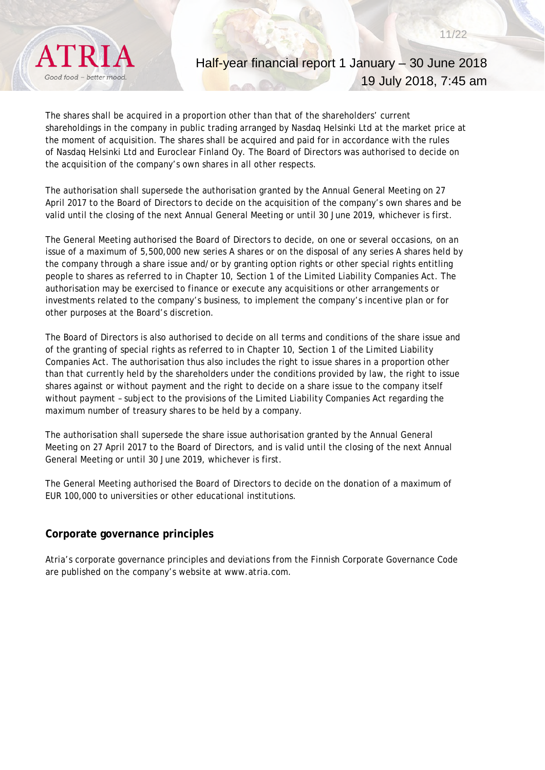The shares shall be acquired in a proportion other than that of the shareholders' current shareholdings in the company in public trading arranged by Nasdaq Helsinki Ltd at the market price at the moment of acquisition. The shares shall be acquired and paid for in accordance with the rules of Nasdaq Helsinki Ltd and Euroclear Finland Oy. The Board of Directors was authorised to decide on the acquisition of the company's own shares in all other respects.

The authorisation shall supersede the authorisation granted by the Annual General Meeting on 27 April 2017 to the Board of Directors to decide on the acquisition of the company's own shares and be valid until the closing of the next Annual General Meeting or until 30 June 2019, whichever is first.

The General Meeting authorised the Board of Directors to decide, on one or several occasions, on an issue of a maximum of 5,500,000 new series A shares or on the disposal of any series A shares held by the company through a share issue and/or by granting option rights or other special rights entitling people to shares as referred to in Chapter 10, Section 1 of the Limited Liability Companies Act. The authorisation may be exercised to finance or execute any acquisitions or other arrangements or investments related to the company's business, to implement the company's incentive plan or for other purposes at the Board's discretion.

The Board of Directors is also authorised to decide on all terms and conditions of the share issue and of the granting of special rights as referred to in Chapter 10, Section 1 of the Limited Liability Companies Act. The authorisation thus also includes the right to issue shares in a proportion other than that currently held by the shareholders under the conditions provided by law, the right to issue shares against or without payment and the right to decide on a share issue to the company itself without payment – subject to the provisions of the Limited Liability Companies Act regarding the maximum number of treasury shares to be held by a company.

The authorisation shall supersede the share issue authorisation granted by the Annual General Meeting on 27 April 2017 to the Board of Directors, and is valid until the closing of the next Annual General Meeting or until 30 June 2019, whichever is first.

The General Meeting authorised the Board of Directors to decide on the donation of a maximum of EUR 100,000 to universities or other educational institutions.

## Corporate governance principles

Atria's corporate governance principles and deviations from the Finnish Corporate Governance Code are published on the company's website at www.atria.com.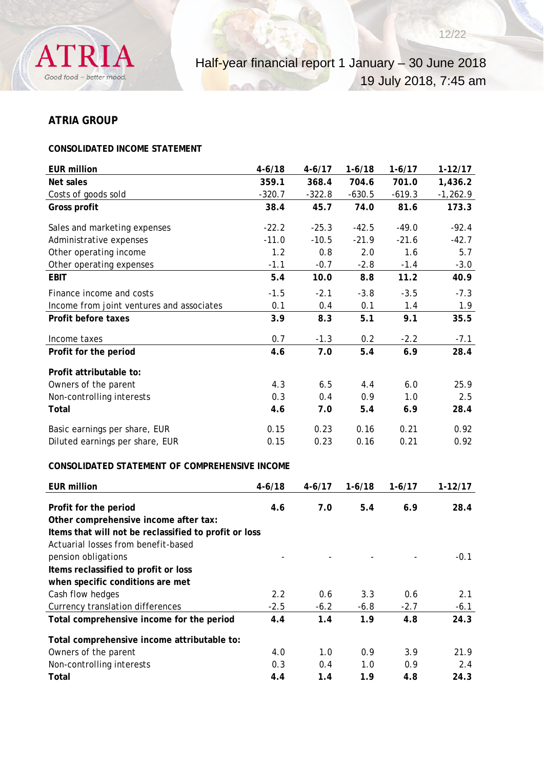## ATRIA GROUP

### CONSOLIDATED INCOME STATEMENT

| EUR million | 4-6/18 | 4-6/17 | 1-6/18 | 1-6/17 | 1-12/17 |
|---|---|---|---|---|---|
| **Net sales** | **359.1** | **368.4** | **704.6** | **701.0** | **1,436.2** |
| Costs of goods sold | -320.7 | -322.8 | -630.5 | -619.3 | -1,262.9 |
| **Gross profit** | **38.4** | **45.7** | **74.0** | **81.6** | **173.3** |
| Sales and marketing expenses | -22.2 | -25.3 | -42.5 | -49.0 | -92.4 |
| Administrative expenses | -11.0 | -10.5 | -21.9 | -21.6 | -42.7 |
| Other operating income | 1.2 | 0.8 | 2.0 | 1.6 | 5.7 |
| Other operating expenses | -1.1 | -0.7 | -2.8 | -1.4 | -3.0 |
| **EBIT** | **5.4** | **10.0** | **8.8** | **11.2** | **40.9** |
| Finance income and costs | -1.5 | -2.1 | -3.8 | -3.5 | -7.3 |
| Income from joint ventures and associates | 0.1 | 0.4 | 0.1 | 1.4 | 1.9 |
| **Profit before taxes** | **3.9** | **8.3** | **5.1** | **9.1** | **35.5** |
| Income taxes | 0.7 | -1.3 | 0.2 | -2.2 | -7.1 |
| **Profit for the period** | **4.6** | **7.0** | **5.4** | **6.9** | **28.4** |
| **Profit attributable to:** | | | | | |
| Owners of the parent | 4.3 | 6.5 | 4.4 | 6.0 | 25.9 |
| Non-controlling interests | 0.3 | 0.4 | 0.9 | 1.0 | 2.5 |
| **Total** | **4.6** | **7.0** | **5.4** | **6.9** | **28.4** |
| Basic earnings per share, EUR | 0.15 | 0.23 | 0.16 | 0.21 | 0.92 |
| Diluted earnings per share, EUR | 0.15 | 0.23 | 0.16 | 0.21 | 0.92 |

### CONSOLIDATED STATEMENT OF COMPREHENSIVE INCOME

| EUR million | 4-6/18 | 4-6/17 | 1-6/18 | 1-6/17 | 1-12/17 |
|---|---|---|---|---|---|
| **Profit for the period** | **4.6** | **7.0** | **5.4** | **6.9** | **28.4** |
| **Other comprehensive income after tax:** | | | | | |
| **Items that will not be reclassified to profit or loss** | | | | | |
| Actuarial losses from benefit-based pension obligations | - | - | - | - | -0.1 |
| **Items reclassified to profit or loss when specific conditions are met** | | | | | |
| Cash flow hedges | 2.2 | 0.6 | 3.3 | 0.6 | 2.1 |
| Currency translation differences | -2.5 | -6.2 | -6.8 | -2.7 | -6.1 |
| **Total comprehensive income for the period** | **4.4** | **1.4** | **1.9** | **4.8** | **24.3** |
| **Total comprehensive income attributable to:** | | | | | |
| Owners of the parent | 4.0 | 1.0 | 0.9 | 3.9 | 21.9 |
| Non-controlling interests | 0.3 | 0.4 | 1.0 | 0.9 | 2.4 |
| **Total** | **4.4** | **1.4** | **1.9** | **4.8** | **24.3** |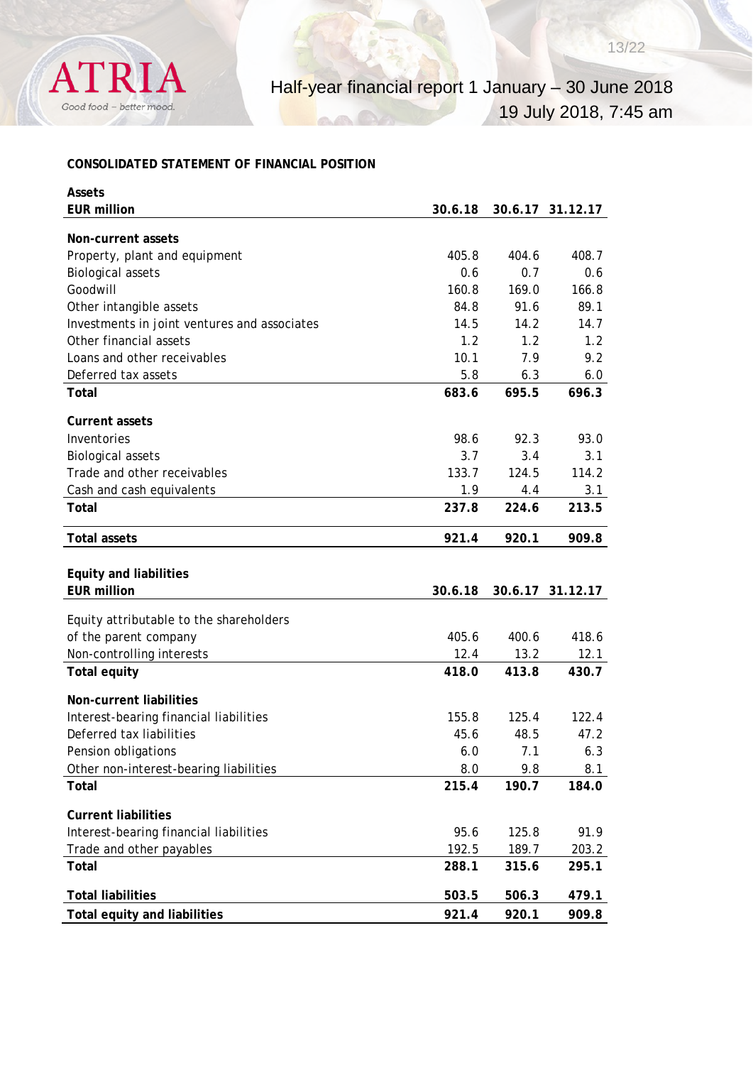**CONSOLIDATED STATEMENT OF FINANCIAL POSITION**

| **Assets**<br>**EUR million** | **30.6.18** | **30.6.17** | **31.12.17** |
|---|---|---|---|
| **Non-current assets** | | | |
| Property, plant and equipment | 405.8 | 404.6 | 408.7 |
| Biological assets | 0.6 | 0.7 | 0.6 |
| Goodwill | 160.8 | 169.0 | 166.8 |
| Other intangible assets | 84.8 | 91.6 | 89.1 |
| Investments in joint ventures and associates | 14.5 | 14.2 | 14.7 |
| Other financial assets | 1.2 | 1.2 | 1.2 |
| Loans and other receivables | 10.1 | 7.9 | 9.2 |
| Deferred tax assets | 5.8 | 6.3 | 6.0 |
| **Total** | **683.6** | **695.5** | **696.3** |
| **Current assets** | | | |
| Inventories | 98.6 | 92.3 | 93.0 |
| Biological assets | 3.7 | 3.4 | 3.1 |
| Trade and other receivables | 133.7 | 124.5 | 114.2 |
| Cash and cash equivalents | 1.9 | 4.4 | 3.1 |
| **Total** | **237.8** | **224.6** | **213.5** |
| **Total assets** | **921.4** | **920.1** | **909.8** |

| **Equity and liabilities**<br>**EUR million** | **30.6.18** | **30.6.17** | **31.12.17** |
|---|---|---|---|
| Equity attributable to the shareholders of the parent company | 405.6 | 400.6 | 418.6 |
| Non-controlling interests | 12.4 | 13.2 | 12.1 |
| **Total equity** | **418.0** | **413.8** | **430.7** |
| **Non-current liabilities** | | | |
| Interest-bearing financial liabilities | 155.8 | 125.4 | 122.4 |
| Deferred tax liabilities | 45.6 | 48.5 | 47.2 |
| Pension obligations | 6.0 | 7.1 | 6.3 |
| Other non-interest-bearing liabilities | 8.0 | 9.8 | 8.1 |
| **Total** | **215.4** | **190.7** | **184.0** |
| **Current liabilities** | | | |
| Interest-bearing financial liabilities | 95.6 | 125.8 | 91.9 |
| Trade and other payables | 192.5 | 189.7 | 203.2 |
| **Total** | **288.1** | **315.6** | **295.1** |
| **Total liabilities** | **503.5** | **506.3** | **479.1** |
| **Total equity and liabilities** | **921.4** | **920.1** | **909.8** |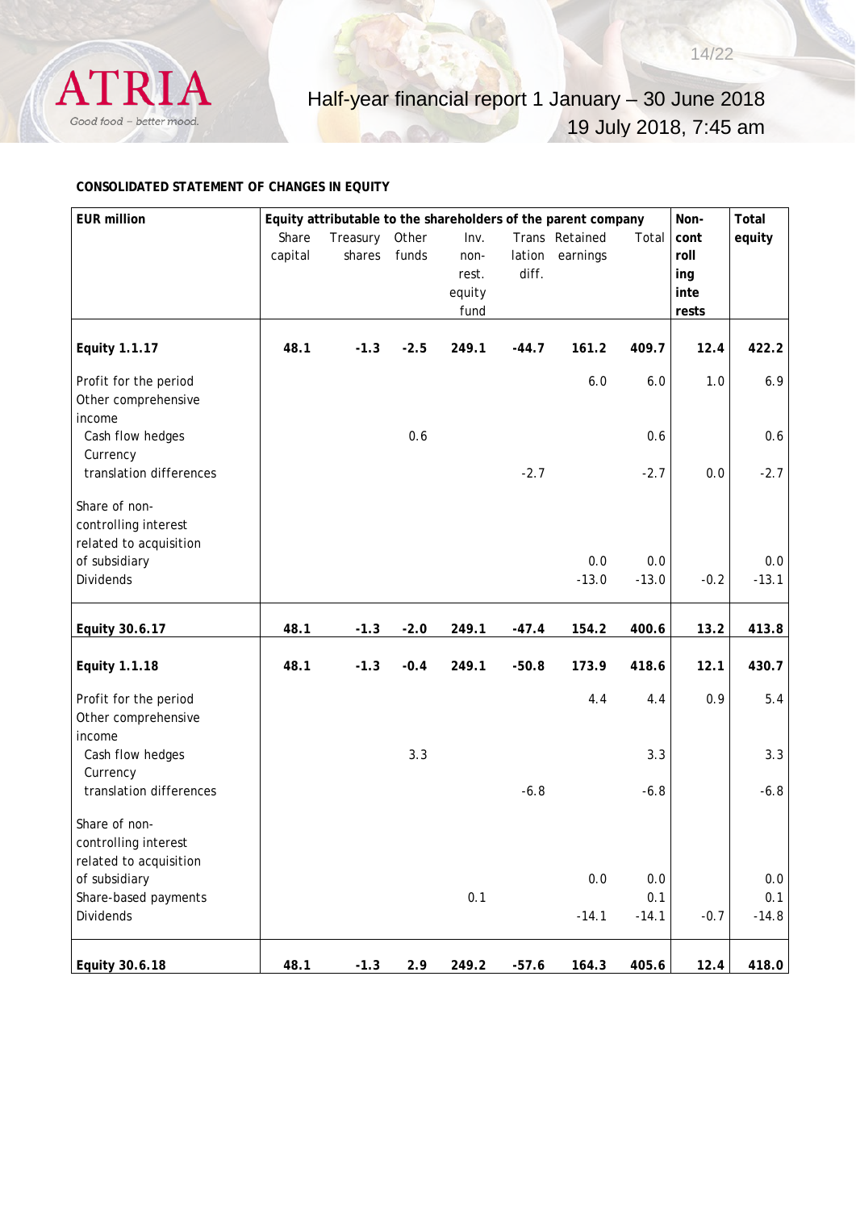**CONSOLIDATED STATEMENT OF CHANGES IN EQUITY**

| EUR million | Equity attributable to the shareholders of the parent company | | | | | | | Non-controlling interests | Total equity |
|---|---|---|---|---|---|---|---|---|---|
| | Share capital | Treasury shares | Other funds | Inv. non-rest. equity fund | Translation diff. | Retained earnings | Total | | |
| **Equity 1.1.17** | **48.1** | **-1.3** | **-2.5** | **249.1** | **-44.7** | **161.2** | **409.7** | **12.4** | **422.2** |
| Profit for the period | | | | | | 6.0 | 6.0 | 1.0 | 6.9 |
| Other comprehensive income | | | | | | | | | |
| Cash flow hedges | | | 0.6 | | | | 0.6 | | 0.6 |
| Currency translation differences | | | | | -2.7 | | -2.7 | 0.0 | -2.7 |
| Share of non-controlling interest related to acquisition of subsidiary | | | | | | 0.0 | 0.0 | | 0.0 |
| Dividends | | | | | | -13.0 | -13.0 | -0.2 | -13.1 |
| **Equity 30.6.17** | **48.1** | **-1.3** | **-2.0** | **249.1** | **-47.4** | **154.2** | **400.6** | **13.2** | **413.8** |
| **Equity 1.1.18** | **48.1** | **-1.3** | **-0.4** | **249.1** | **-50.8** | **173.9** | **418.6** | **12.1** | **430.7** |
| Profit for the period | | | | | | 4.4 | 4.4 | 0.9 | 5.4 |
| Other comprehensive income | | | | | | | | | |
| Cash flow hedges | | | 3.3 | | | | 3.3 | | 3.3 |
| Currency translation differences | | | | | -6.8 | | -6.8 | | -6.8 |
| Share of non-controlling interest related to acquisition of subsidiary | | | | | | 0.0 | 0.0 | | 0.0 |
| Share-based payments | | | | 0.1 | | | 0.1 | | 0.1 |
| Dividends | | | | | | -14.1 | -14.1 | -0.7 | -14.8 |
| **Equity 30.6.18** | **48.1** | **-1.3** | **2.9** | **249.2** | **-57.6** | **164.3** | **405.6** | **12.4** | **418.0** |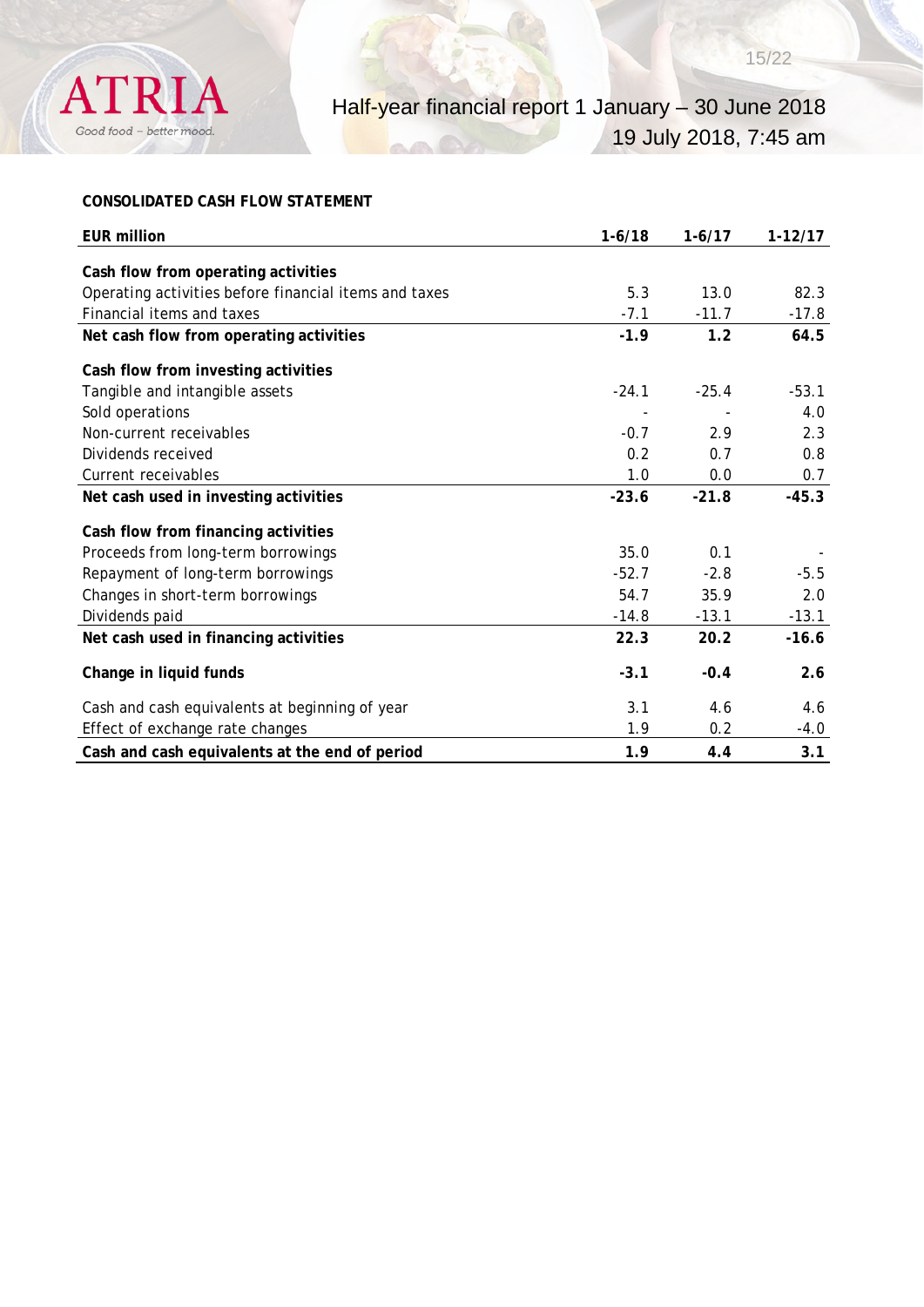**CONSOLIDATED CASH FLOW STATEMENT**

| EUR million | 1-6/18 | 1-6/17 | 1-12/17 |
|---|---|---|---|
| **Cash flow from operating activities** | | | |
| Operating activities before financial items and taxes | 5.3 | 13.0 | 82.3 |
| Financial items and taxes | -7.1 | -11.7 | -17.8 |
| **Net cash flow from operating activities** | **-1.9** | **1.2** | **64.5** |
| **Cash flow from investing activities** | | | |
| Tangible and intangible assets | -24.1 | -25.4 | -53.1 |
| Sold operations | - | - | 4.0 |
| Non-current receivables | -0.7 | 2.9 | 2.3 |
| Dividends received | 0.2 | 0.7 | 0.8 |
| Current receivables | 1.0 | 0.0 | 0.7 |
| **Net cash used in investing activities** | **-23.6** | **-21.8** | **-45.3** |
| **Cash flow from financing activities** | | | |
| Proceeds from long-term borrowings | 35.0 | 0.1 | - |
| Repayment of long-term borrowings | -52.7 | -2.8 | -5.5 |
| Changes in short-term borrowings | 54.7 | 35.9 | 2.0 |
| Dividends paid | -14.8 | -13.1 | -13.1 |
| **Net cash used in financing activities** | **22.3** | **20.2** | **-16.6** |
| **Change in liquid funds** | **-3.1** | **-0.4** | **2.6** |
| Cash and cash equivalents at beginning of year | 3.1 | 4.6 | 4.6 |
| Effect of exchange rate changes | 1.9 | 0.2 | -4.0 |
| **Cash and cash equivalents at the end of period** | **1.9** | **4.4** | **3.1** |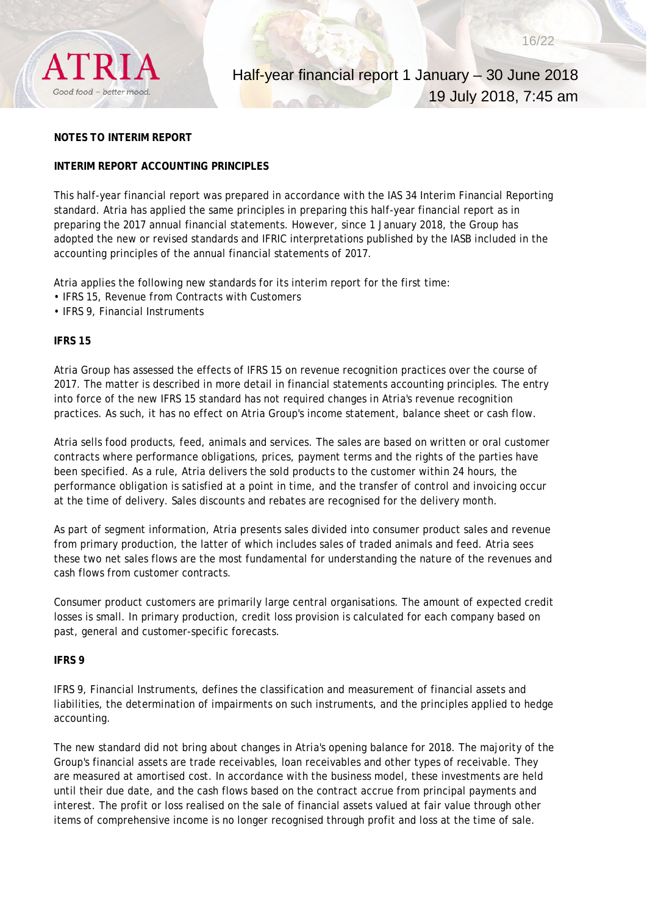## NOTES TO INTERIM REPORT

### INTERIM REPORT ACCOUNTING PRINCIPLES

This half-year financial report was prepared in accordance with the IAS 34 Interim Financial Reporting standard. Atria has applied the same principles in preparing this half-year financial report as in preparing the 2017 annual financial statements. However, since 1 January 2018, the Group has adopted the new or revised standards and IFRIC interpretations published by the IASB included in the accounting principles of the annual financial statements of 2017.

Atria applies the following new standards for its interim report for the first time:

- IFRS 15, Revenue from Contracts with Customers
- IFRS 9, Financial Instruments

### IFRS 15

Atria Group has assessed the effects of IFRS 15 on revenue recognition practices over the course of 2017. The matter is described in more detail in financial statements accounting principles. The entry into force of the new IFRS 15 standard has not required changes in Atria's revenue recognition practices. As such, it has no effect on Atria Group's income statement, balance sheet or cash flow.

Atria sells food products, feed, animals and services. The sales are based on written or oral customer contracts where performance obligations, prices, payment terms and the rights of the parties have been specified. As a rule, Atria delivers the sold products to the customer within 24 hours, the performance obligation is satisfied at a point in time, and the transfer of control and invoicing occur at the time of delivery. Sales discounts and rebates are recognised for the delivery month.

As part of segment information, Atria presents sales divided into consumer product sales and revenue from primary production, the latter of which includes sales of traded animals and feed. Atria sees these two net sales flows are the most fundamental for understanding the nature of the revenues and cash flows from customer contracts.

Consumer product customers are primarily large central organisations. The amount of expected credit losses is small. In primary production, credit loss provision is calculated for each company based on past, general and customer-specific forecasts.

### IFRS 9

IFRS 9, Financial Instruments, defines the classification and measurement of financial assets and liabilities, the determination of impairments on such instruments, and the principles applied to hedge accounting.

The new standard did not bring about changes in Atria's opening balance for 2018. The majority of the Group's financial assets are trade receivables, loan receivables and other types of receivable. They are measured at amortised cost. In accordance with the business model, these investments are held until their due date, and the cash flows based on the contract accrue from principal payments and interest. The profit or loss realised on the sale of financial assets valued at fair value through other items of comprehensive income is no longer recognised through profit and loss at the time of sale.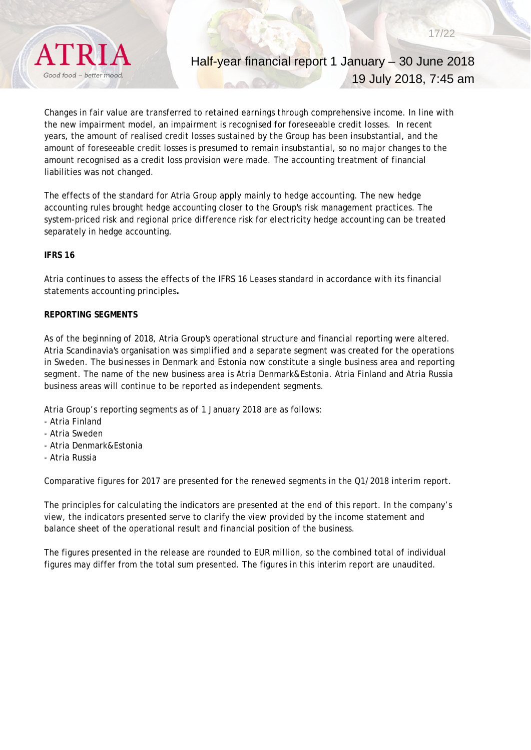Changes in fair value are transferred to retained earnings through comprehensive income. In line with the new impairment model, an impairment is recognised for foreseeable credit losses. In recent years, the amount of realised credit losses sustained by the Group has been insubstantial, and the amount of foreseeable credit losses is presumed to remain insubstantial, so no major changes to the amount recognised as a credit loss provision were made. The accounting treatment of financial liabilities was not changed.

The effects of the standard for Atria Group apply mainly to hedge accounting. The new hedge accounting rules brought hedge accounting closer to the Group's risk management practices. The system-priced risk and regional price difference risk for electricity hedge accounting can be treated separately in hedge accounting.

**IFRS 16**

Atria continues to assess the effects of the IFRS 16 Leases standard in accordance with its financial statements accounting principles**.**

**REPORTING SEGMENTS**

As of the beginning of 2018, Atria Group's operational structure and financial reporting were altered. Atria Scandinavia's organisation was simplified and a separate segment was created for the operations in Sweden. The businesses in Denmark and Estonia now constitute a single business area and reporting segment. The name of the new business area is Atria Denmark&Estonia. Atria Finland and Atria Russia business areas will continue to be reported as independent segments.

Atria Group's reporting segments as of 1 January 2018 are as follows:
- Atria Finland
- Atria Sweden
- Atria Denmark&Estonia
- Atria Russia

Comparative figures for 2017 are presented for the renewed segments in the Q1/2018 interim report.

The principles for calculating the indicators are presented at the end of this report. In the company's view, the indicators presented serve to clarify the view provided by the income statement and balance sheet of the operational result and financial position of the business.

The figures presented in the release are rounded to EUR million, so the combined total of individual figures may differ from the total sum presented. The figures in this interim report are unaudited.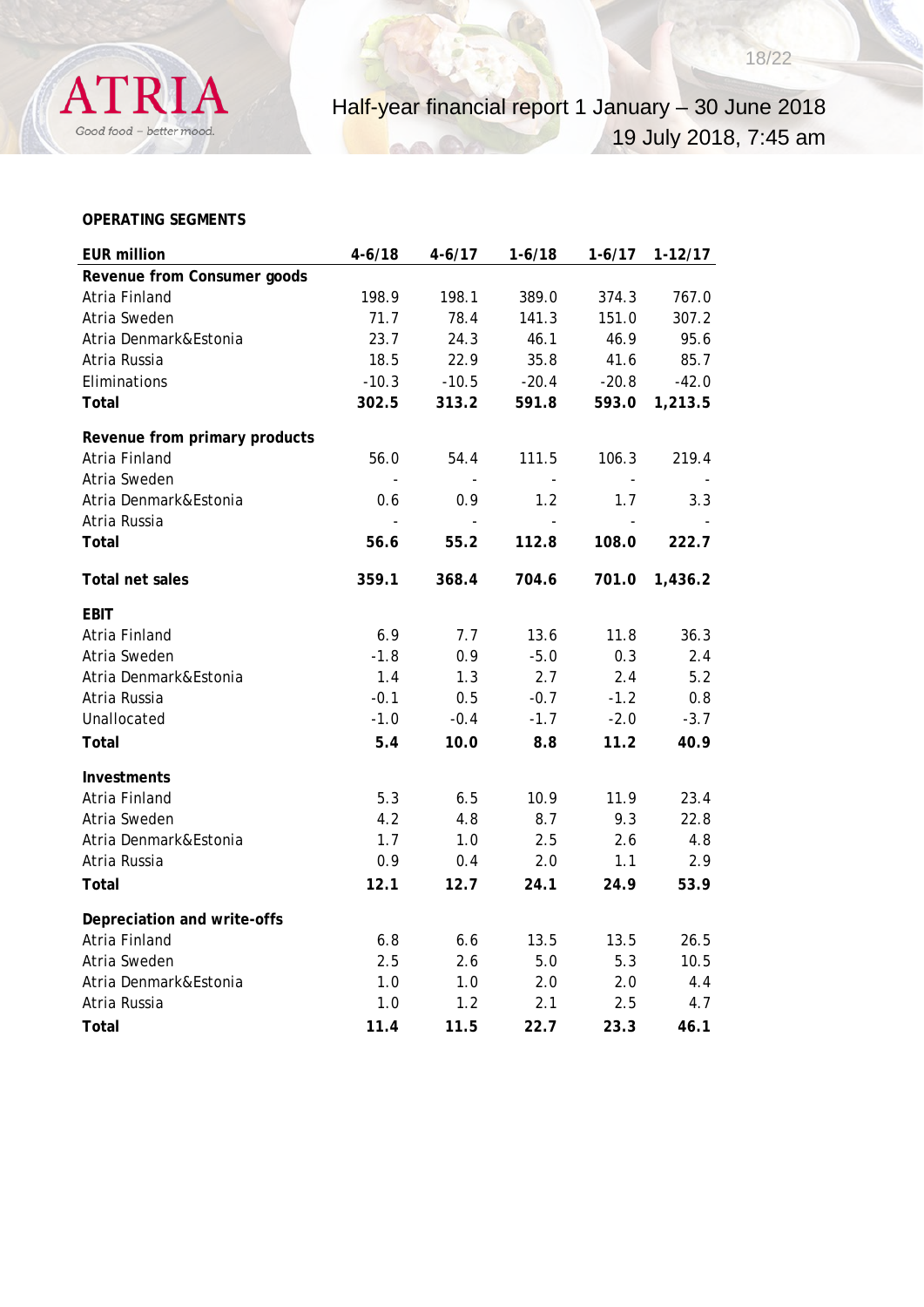**OPERATING SEGMENTS**

| EUR million | 4-6/18 | 4-6/17 | 1-6/18 | 1-6/17 | 1-12/17 |
|---|---|---|---|---|---|
| **Revenue from Consumer goods** | | | | | |
| Atria Finland | 198.9 | 198.1 | 389.0 | 374.3 | 767.0 |
| Atria Sweden | 71.7 | 78.4 | 141.3 | 151.0 | 307.2 |
| Atria Denmark&Estonia | 23.7 | 24.3 | 46.1 | 46.9 | 95.6 |
| Atria Russia | 18.5 | 22.9 | 35.8 | 41.6 | 85.7 |
| Eliminations | -10.3 | -10.5 | -20.4 | -20.8 | -42.0 |
| **Total** | **302.5** | **313.2** | **591.8** | **593.0** | **1,213.5** |
| | | | | | |
| **Revenue from primary products** | | | | | |
| Atria Finland | 56.0 | 54.4 | 111.5 | 106.3 | 219.4 |
| Atria Sweden | - | - | - | - | - |
| Atria Denmark&Estonia | 0.6 | 0.9 | 1.2 | 1.7 | 3.3 |
| Atria Russia | - | - | - | - | - |
| **Total** | **56.6** | **55.2** | **112.8** | **108.0** | **222.7** |
| | | | | | |
| **Total net sales** | **359.1** | **368.4** | **704.6** | **701.0** | **1,436.2** |
| | | | | | |
| **EBIT** | | | | | |
| Atria Finland | 6.9 | 7.7 | 13.6 | 11.8 | 36.3 |
| Atria Sweden | -1.8 | 0.9 | -5.0 | 0.3 | 2.4 |
| Atria Denmark&Estonia | 1.4 | 1.3 | 2.7 | 2.4 | 5.2 |
| Atria Russia | -0.1 | 0.5 | -0.7 | -1.2 | 0.8 |
| Unallocated | -1.0 | -0.4 | -1.7 | -2.0 | -3.7 |
| **Total** | **5.4** | **10.0** | **8.8** | **11.2** | **40.9** |
| | | | | | |
| **Investments** | | | | | |
| Atria Finland | 5.3 | 6.5 | 10.9 | 11.9 | 23.4 |
| Atria Sweden | 4.2 | 4.8 | 8.7 | 9.3 | 22.8 |
| Atria Denmark&Estonia | 1.7 | 1.0 | 2.5 | 2.6 | 4.8 |
| Atria Russia | 0.9 | 0.4 | 2.0 | 1.1 | 2.9 |
| **Total** | **12.1** | **12.7** | **24.1** | **24.9** | **53.9** |
| | | | | | |
| **Depreciation and write-offs** | | | | | |
| Atria Finland | 6.8 | 6.6 | 13.5 | 13.5 | 26.5 |
| Atria Sweden | 2.5 | 2.6 | 5.0 | 5.3 | 10.5 |
| Atria Denmark&Estonia | 1.0 | 1.0 | 2.0 | 2.0 | 4.4 |
| Atria Russia | 1.0 | 1.2 | 2.1 | 2.5 | 4.7 |
| **Total** | **11.4** | **11.5** | **22.7** | **23.3** | **46.1** |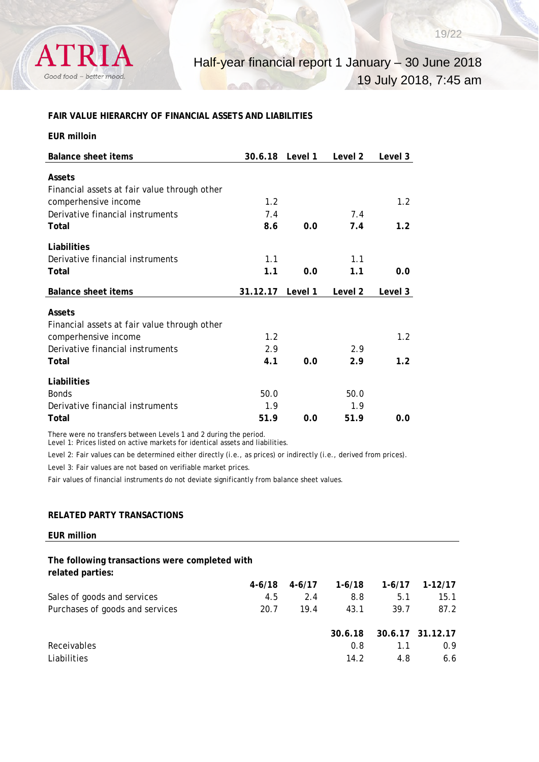**FAIR VALUE HIERARCHY OF FINANCIAL ASSETS AND LIABILITIES**

**EUR milloin**

| Balance sheet items | 30.6.18 | Level 1 | Level 2 | Level 3 |
|---|---|---|---|---|
| **Assets** | | | | |
| Financial assets at fair value through other comperhensive income | 1.2 | | | 1.2 |
| Derivative financial instruments | 7.4 | | 7.4 | |
| **Total** | **8.6** | **0.0** | **7.4** | **1.2** |
| **Liabilities** | | | | |
| Derivative financial instruments | 1.1 | | 1.1 | |
| **Total** | **1.1** | **0.0** | **1.1** | **0.0** |

| Balance sheet items | 31.12.17 | Level 1 | Level 2 | Level 3 |
|---|---|---|---|---|
| **Assets** | | | | |
| Financial assets at fair value through other comperhensive income | 1.2 | | | 1.2 |
| Derivative financial instruments | 2.9 | | 2.9 | |
| **Total** | **4.1** | **0.0** | **2.9** | **1.2** |
| **Liabilities** | | | | |
| Bonds | 50.0 | | 50.0 | |
| Derivative financial instruments | 1.9 | | 1.9 | |
| **Total** | **51.9** | **0.0** | **51.9** | **0.0** |

There were no transfers between Levels 1 and 2 during the period.
Level 1: Prices listed on active markets for identical assets and liabilities.

Level 2: Fair values can be determined either directly (i.e., as prices) or indirectly (i.e., derived from prices).

Level 3: Fair values are not based on verifiable market prices.

Fair values of financial instruments do not deviate significantly from balance sheet values.

**RELATED PARTY TRANSACTIONS**

**EUR million**

**The following transactions were completed with related parties:**

| | 4-6/18 | 4-6/17 | 1-6/18 | 1-6/17 | 1-12/17 |
|---|---|---|---|---|---|
| Sales of goods and services | 4.5 | 2.4 | 8.8 | 5.1 | 15.1 |
| Purchases of goods and services | 20.7 | 19.4 | 43.1 | 39.7 | 87.2 |

| | 30.6.18 | 30.6.17 | 31.12.17 |
|---|---|---|---|
| Receivables | 0.8 | 1.1 | 0.9 |
| Liabilities | 14.2 | 4.8 | 6.6 |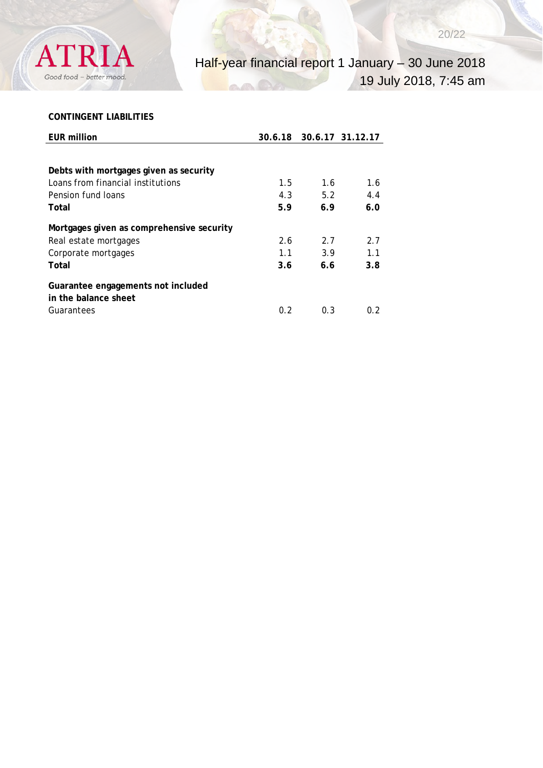## CONTINGENT LIABILITIES

| EUR million | 30.6.18 | 30.6.17 | 31.12.17 |
|---|---|---|---|
| **Debts with mortgages given as security** | | | |
| Loans from financial institutions | 1.5 | 1.6 | 1.6 |
| Pension fund loans | 4.3 | 5.2 | 4.4 |
| **Total** | **5.9** | **6.9** | **6.0** |
| **Mortgages given as comprehensive security** | | | |
| Real estate mortgages | 2.6 | 2.7 | 2.7 |
| Corporate mortgages | 1.1 | 3.9 | 1.1 |
| **Total** | **3.6** | **6.6** | **3.8** |
| **Guarantee engagements not included in the balance sheet** | | | |
| Guarantees | 0.2 | 0.3 | 0.2 |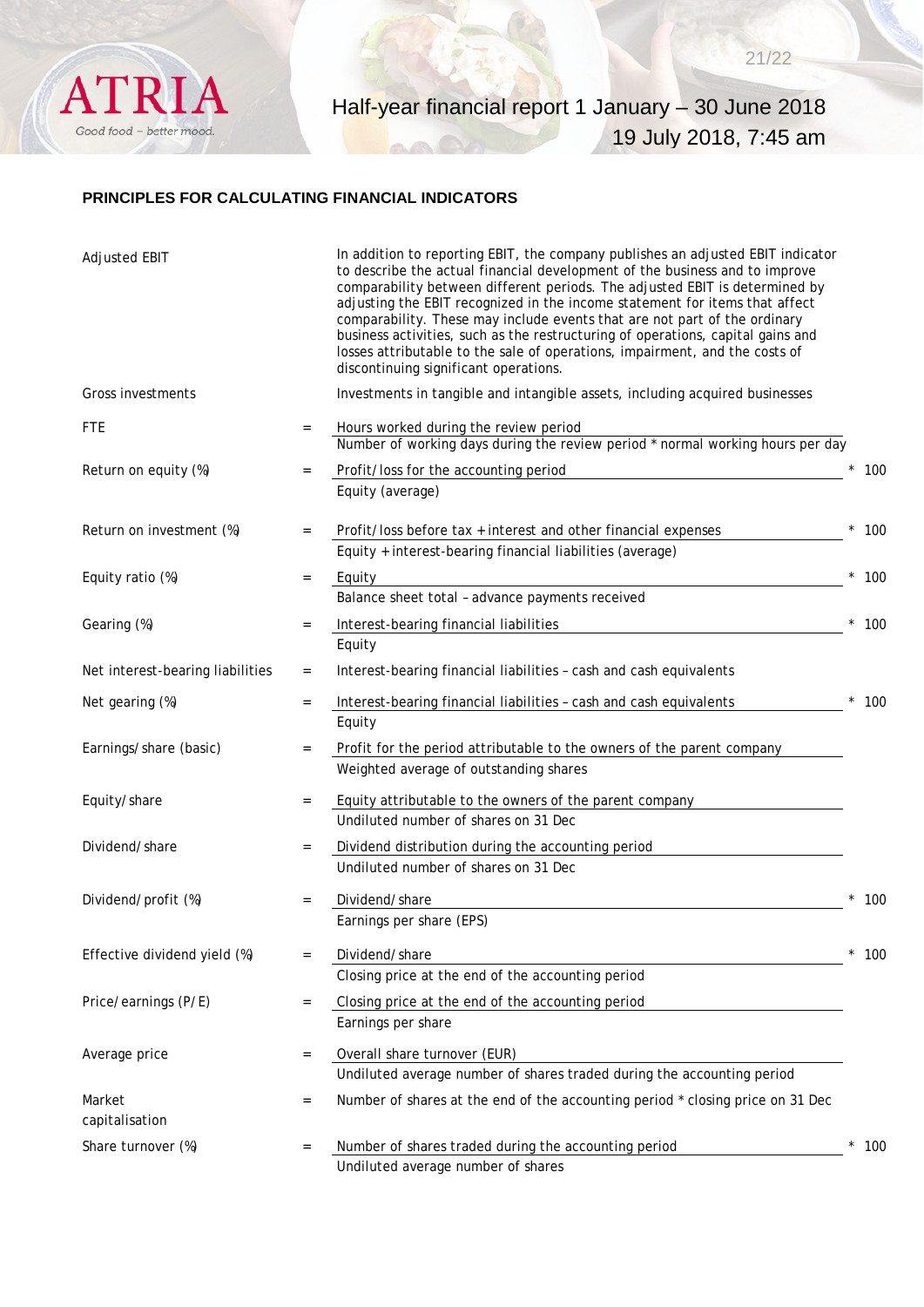## PRINCIPLES FOR CALCULATING FINANCIAL INDICATORS

| Indicator | | Formula | |
|---|---|---|---|
| Adjusted EBIT | | In addition to reporting EBIT, the company publishes an adjusted EBIT indicator to describe the actual financial development of the business and to improve comparability between different periods. The adjusted EBIT is determined by adjusting the EBIT recognized in the income statement for items that affect comparability. These may include events that are not part of the ordinary business activities, such as the restructuring of operations, capital gains and losses attributable to the sale of operations, impairment, and the costs of discontinuing significant operations. | |
| Gross investments | | Investments in tangible and intangible assets, including acquired businesses | |
| FTE | = | Hours worked during the review period / Number of working days during the review period * normal working hours per day | |
| Return on equity (%) | = | Profit/loss for the accounting period / Equity (average) | * 100 |
| Return on investment (%) | = | Profit/loss before tax + interest and other financial expenses / Equity + interest-bearing financial liabilities (average) | * 100 |
| Equity ratio (%) | = | Equity / Balance sheet total – advance payments received | * 100 |
| Gearing (%) | = | Interest-bearing financial liabilities / Equity | * 100 |
| Net interest-bearing liabilities | = | Interest-bearing financial liabilities – cash and cash equivalents | |
| Net gearing (%) | = | Interest-bearing financial liabilities – cash and cash equivalents / Equity | * 100 |
| Earnings/share (basic) | = | Profit for the period attributable to the owners of the parent company / Weighted average of outstanding shares | |
| Equity/share | = | Equity attributable to the owners of the parent company / Undiluted number of shares on 31 Dec | |
| Dividend/share | = | Dividend distribution during the accounting period / Undiluted number of shares on 31 Dec | |
| Dividend/profit (%) | = | Dividend/share / Earnings per share (EPS) | * 100 |
| Effective dividend yield (%) | = | Dividend/share / Closing price at the end of the accounting period | * 100 |
| Price/earnings (P/E) | = | Closing price at the end of the accounting period / Earnings per share | |
| Average price | = | Overall share turnover (EUR) / Undiluted average number of shares traded during the accounting period | |
| Market capitalisation | = | Number of shares at the end of the accounting period * closing price on 31 Dec | |
| Share turnover (%) | = | Number of shares traded during the accounting period / Undiluted average number of shares | * 100 |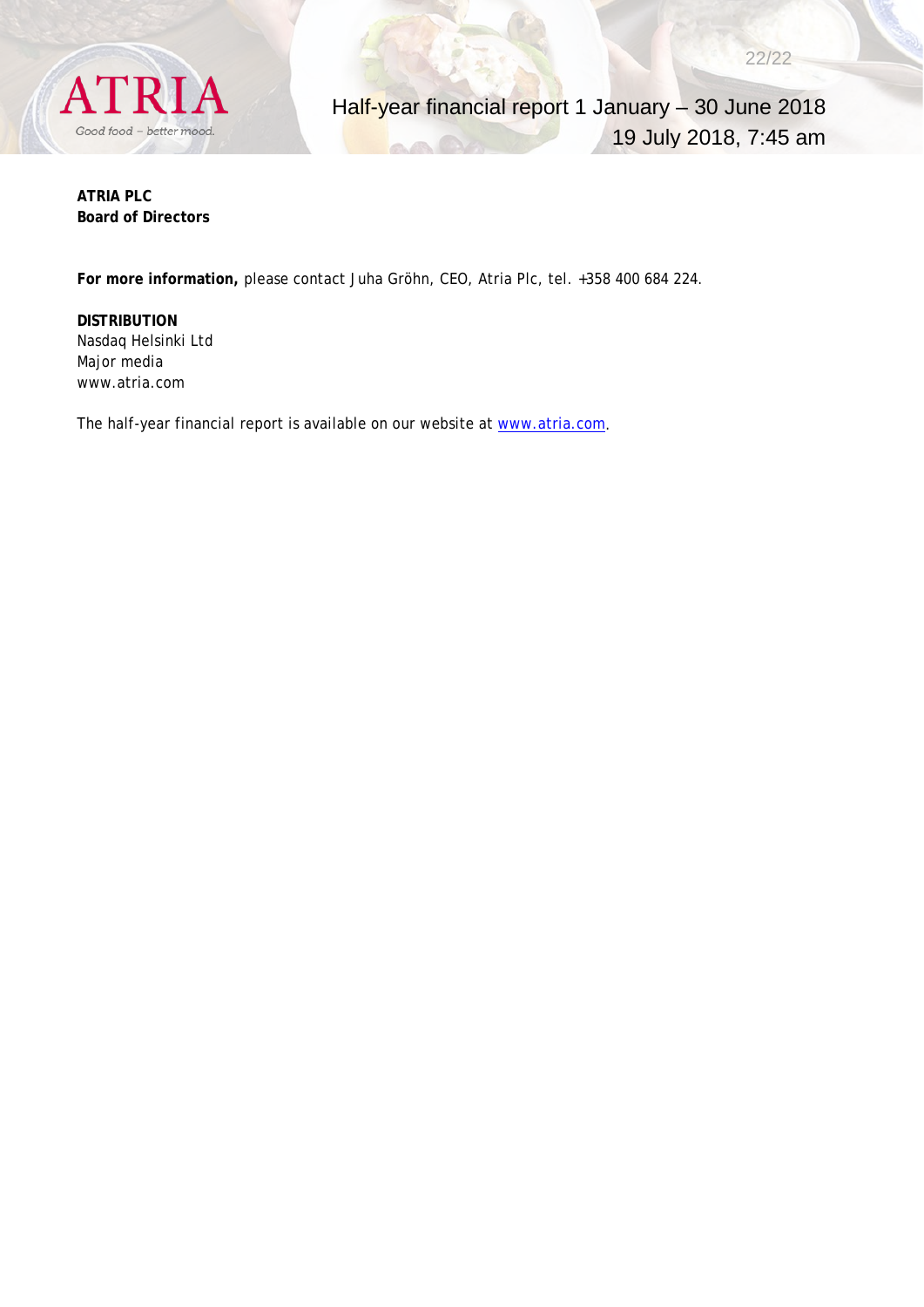**ATRIA PLC**
**Board of Directors**

**For more information,** please contact Juha Gröhn, CEO, Atria Plc, tel. +358 400 684 224.

**DISTRIBUTION**
Nasdaq Helsinki Ltd
Major media
www.atria.com

The half-year financial report is available on our website at www.atria.com.